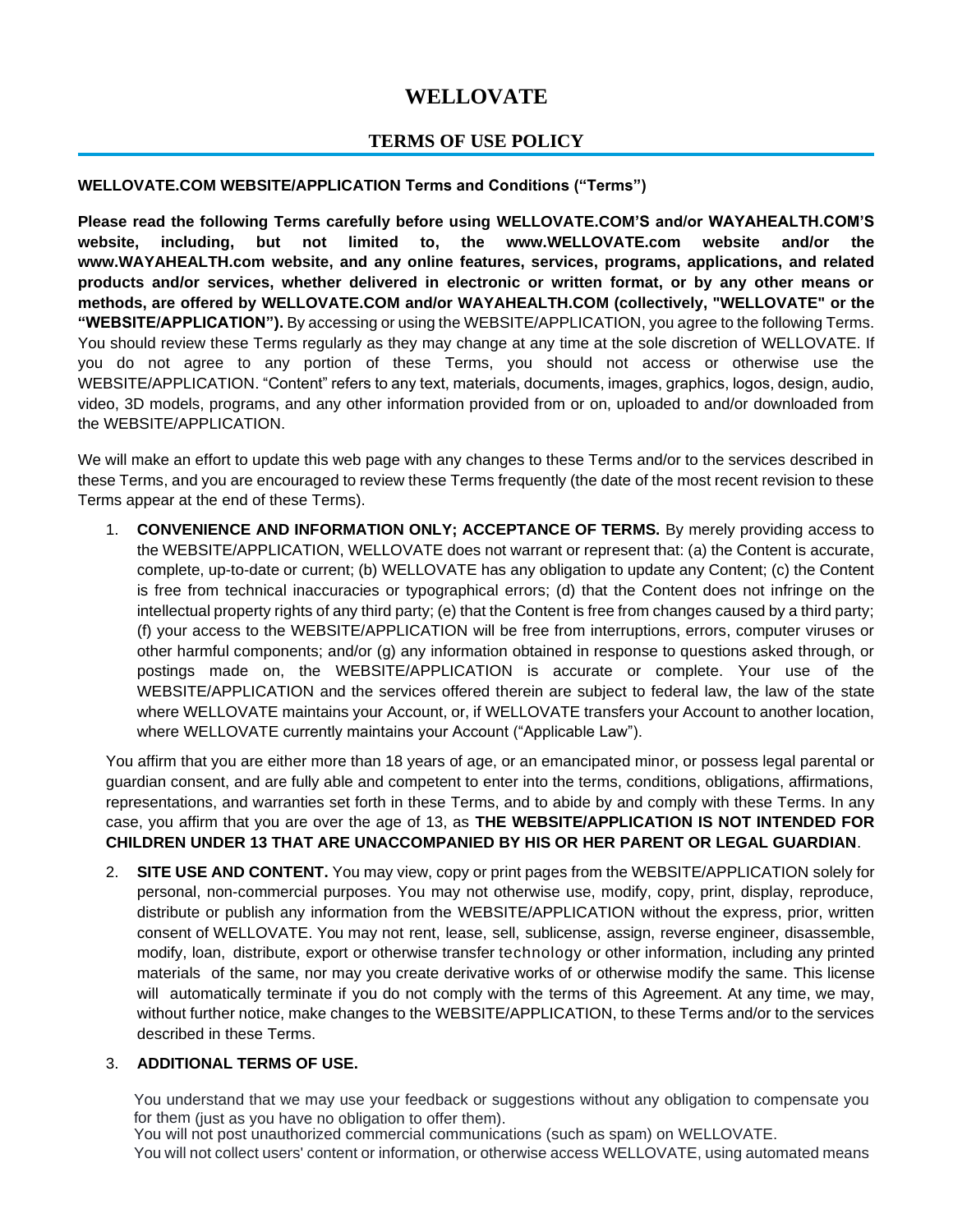# WELLOVATE

## TERMS OF USE POLICY

**WELLOVATE.COM WEBSITE/APPLICATION Terms and Conditions ("Terms")**

**Please read the following Terms carefully before using WELLOVATE.COM'S and/or WAYAHEALTH.COM'S website, including, but not limited to, the www.WELLOVATE.com website and/or the www.WAYAHEALTH.com website, and any online features, services, programs, applications, and related products and/or services, whether delivered in electronic or written format, or by any other means or methods, are offered by WELLOVATE.COM and/or WAYAHEALTH.COM (collectively, "WELLOVATE" or the "WEBSITE/APPLICATION").** By accessing or using the WEBSITE/APPLICATION, you agree to the following Terms. You should review these Terms regularly as they may change at any time at the sole discretion of WELLOVATE. If you do not agree to any portion of these Terms, you should not access or otherwise use the WEBSITE/APPLICATION. "Content" refers to any text, materials, documents, images, graphics, logos, design, audio, video, 3D models, programs, and any other information provided from or on, uploaded to and/or downloaded from the WEBSITE/APPLICATION.

We will make an effort to update this web page with any changes to these Terms and/or to the services described in these Terms, and you are encouraged to review these Terms frequently (the date of the most recent revision to these Terms appear at the end of these Terms).

1. **CONVENIENCE AND INFORMATION ONLY; ACCEPTANCE OF TERMS.** By merely providing access to the WEBSITE/APPLICATION, WELLOVATE does not warrant or represent that: (a) the Content is accurate, complete, up-to-date or current; (b) WELLOVATE has any obligation to update any Content; (c) the Content is free from technical inaccuracies or typographical errors; (d) that the Content does not infringe on the intellectual property rights of any third party; (e) that the Content is free from changes caused by a third party; (f) your access to the WEBSITE/APPLICATION will be free from interruptions, errors, computer viruses or other harmful components; and/or (g) any information obtained in response to questions asked through, or postings made on, the WEBSITE/APPLICATION is accurate or complete. Your use of the WEBSITE/APPLICATION and the services offered therein are subject to federal law, the law of the state where WELLOVATE maintains your Account, or, if WELLOVATE transfers your Account to another location, where WELLOVATE currently maintains your Account ("Applicable Law").

You affirm that you are either more than 18 years of age, or an emancipated minor, or possess legal parental or guardian consent, and are fully able and competent to enter into the terms, conditions, obligations, affirmations, representations, and warranties set forth in these Terms, and to abide by and comply with these Terms. In any case, you affirm that you are over the age of 13, as **THE WEBSITE/APPLICATION IS NOT INTENDED FOR CHILDREN UNDER 13 THAT ARE UNACCOMPANIED BY HIS OR HER PARENT OR LEGAL GUARDIAN**.

2. **SITE USE AND CONTENT.** You may view, copy or print pages from the WEBSITE/APPLICATION solely for personal, non-commercial purposes. You may not otherwise use, modify, copy, print, display, reproduce, distribute or publish any information from the WEBSITE/APPLICATION without the express, prior, written consent of WELLOVATE. You may not rent, lease, sell, sublicense, assign, reverse engineer, disassemble, modify, loan, distribute, export or otherwise transfer technology or other information, including any printed materials of the same, nor may you create derivative works of or otherwise modify the same. This license will automatically terminate if you do not comply with the terms of this Agreement. At any time, we may, without further notice, make changes to the WEBSITE/APPLICATION, to these Terms and/or to the services described in these Terms.

3. **ADDITIONAL TERMS OF USE.**

You understand that we may use your feedback or suggestions without any obligation to compensate you for them (just as you have no obligation to offer them).
You will not post unauthorized commercial communications (such as spam) on WELLOVATE.
You will not collect users' content or information, or otherwise access WELLOVATE, using automated means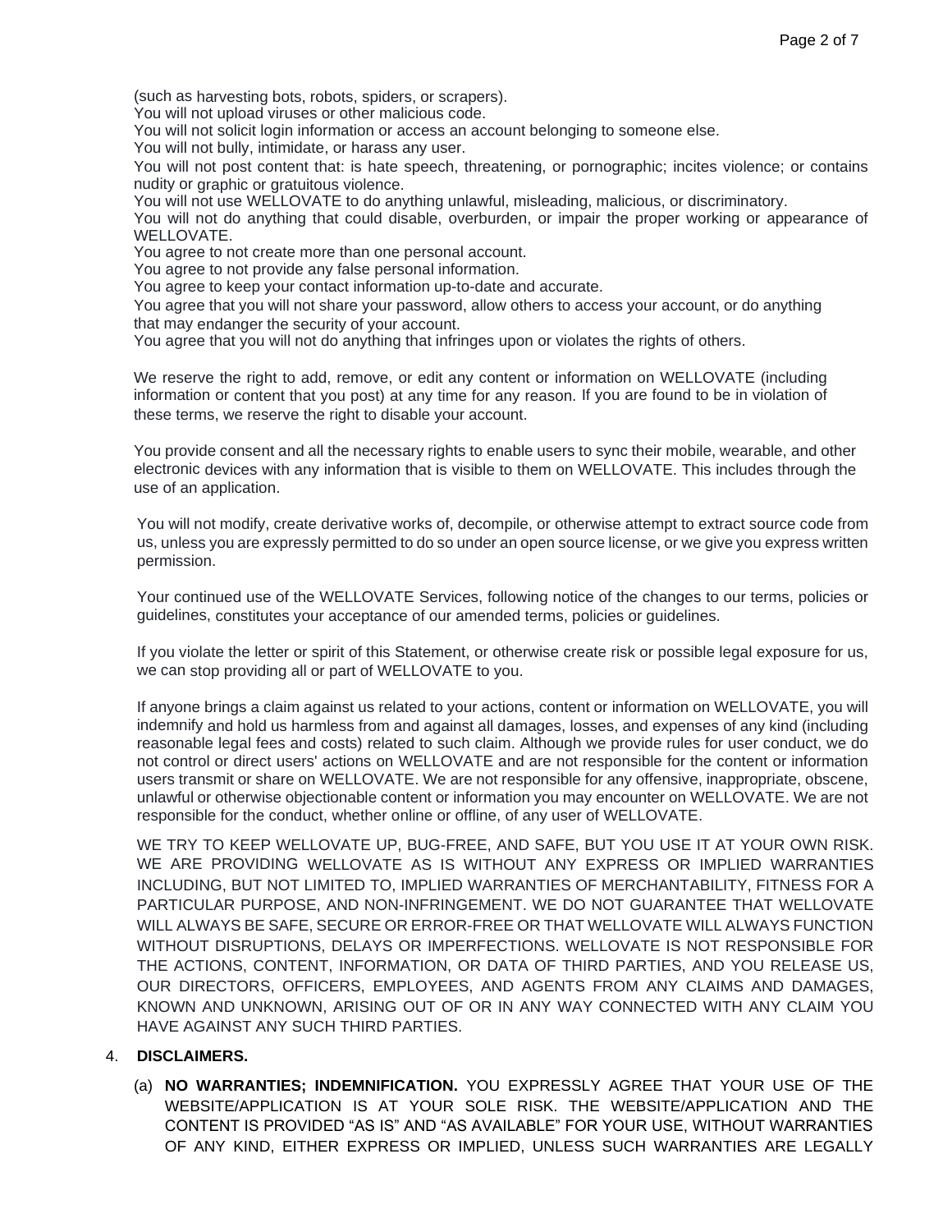(such as harvesting bots, robots, spiders, or scrapers).
You will not upload viruses or other malicious code.
You will not solicit login information or access an account belonging to someone else.
You will not bully, intimidate, or harass any user.
You will not post content that: is hate speech, threatening, or pornographic; incites violence; or contains nudity or graphic or gratuitous violence.
You will not use WELLOVATE to do anything unlawful, misleading, malicious, or discriminatory.
You will not do anything that could disable, overburden, or impair the proper working or appearance of WELLOVATE.
You agree to not create more than one personal account.
You agree to not provide any false personal information.
You agree to keep your contact information up-to-date and accurate.
You agree that you will not share your password, allow others to access your account, or do anything that may endanger the security of your account.
You agree that you will not do anything that infringes upon or violates the rights of others.

We reserve the right to add, remove, or edit any content or information on WELLOVATE (including information or content that you post) at any time for any reason. If you are found to be in violation of these terms, we reserve the right to disable your account.

You provide consent and all the necessary rights to enable users to sync their mobile, wearable, and other electronic devices with any information that is visible to them on WELLOVATE. This includes through the use of an application.

You will not modify, create derivative works of, decompile, or otherwise attempt to extract source code from us, unless you are expressly permitted to do so under an open source license, or we give you express written permission.

Your continued use of the WELLOVATE Services, following notice of the changes to our terms, policies or guidelines, constitutes your acceptance of our amended terms, policies or guidelines.

If you violate the letter or spirit of this Statement, or otherwise create risk or possible legal exposure for us, we can stop providing all or part of WELLOVATE to you.

If anyone brings a claim against us related to your actions, content or information on WELLOVATE, you will indemnify and hold us harmless from and against all damages, losses, and expenses of any kind (including reasonable legal fees and costs) related to such claim. Although we provide rules for user conduct, we do not control or direct users' actions on WELLOVATE and are not responsible for the content or information users transmit or share on WELLOVATE. We are not responsible for any offensive, inappropriate, obscene, unlawful or otherwise objectionable content or information you may encounter on WELLOVATE. We are not responsible for the conduct, whether online or offline, of any user of WELLOVATE.

WE TRY TO KEEP WELLOVATE UP, BUG-FREE, AND SAFE, BUT YOU USE IT AT YOUR OWN RISK. WE ARE PROVIDING WELLOVATE AS IS WITHOUT ANY EXPRESS OR IMPLIED WARRANTIES INCLUDING, BUT NOT LIMITED TO, IMPLIED WARRANTIES OF MERCHANTABILITY, FITNESS FOR A PARTICULAR PURPOSE, AND NON-INFRINGEMENT. WE DO NOT GUARANTEE THAT WELLOVATE WILL ALWAYS BE SAFE, SECURE OR ERROR-FREE OR THAT WELLOVATE WILL ALWAYS FUNCTION WITHOUT DISRUPTIONS, DELAYS OR IMPERFECTIONS. WELLOVATE IS NOT RESPONSIBLE FOR THE ACTIONS, CONTENT, INFORMATION, OR DATA OF THIRD PARTIES, AND YOU RELEASE US, OUR DIRECTORS, OFFICERS, EMPLOYEES, AND AGENTS FROM ANY CLAIMS AND DAMAGES, KNOWN AND UNKNOWN, ARISING OUT OF OR IN ANY WAY CONNECTED WITH ANY CLAIM YOU HAVE AGAINST ANY SUCH THIRD PARTIES.

4. **DISCLAIMERS.**

   (a) **NO WARRANTIES; INDEMNIFICATION.** YOU EXPRESSLY AGREE THAT YOUR USE OF THE WEBSITE/APPLICATION IS AT YOUR SOLE RISK. THE WEBSITE/APPLICATION AND THE CONTENT IS PROVIDED "AS IS" AND "AS AVAILABLE" FOR YOUR USE, WITHOUT WARRANTIES OF ANY KIND, EITHER EXPRESS OR IMPLIED, UNLESS SUCH WARRANTIES ARE LEGALLY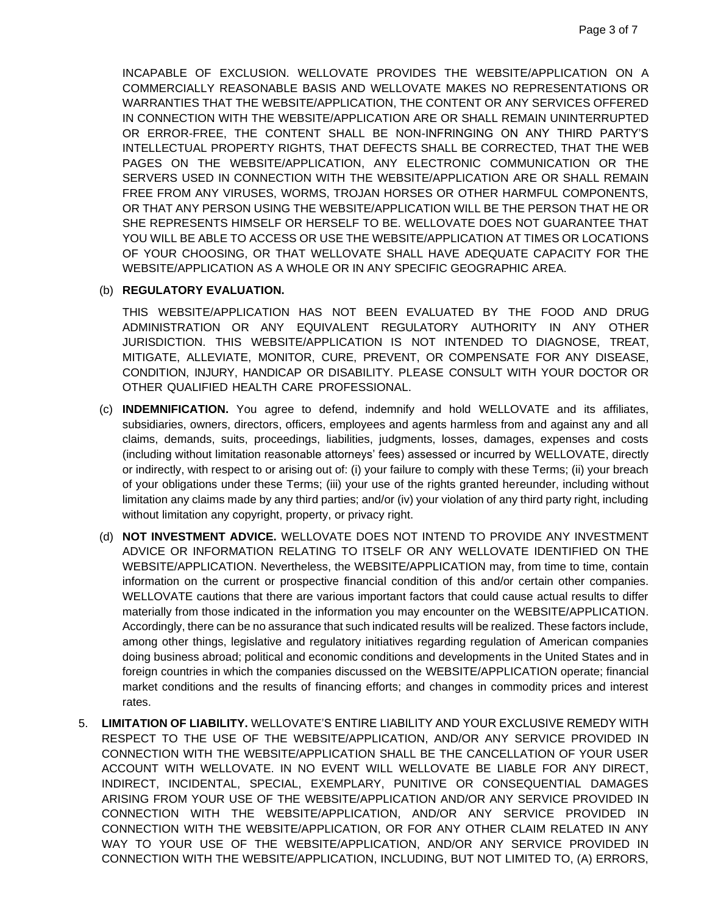INCAPABLE OF EXCLUSION. WELLOVATE PROVIDES THE WEBSITE/APPLICATION ON A COMMERCIALLY REASONABLE BASIS AND WELLOVATE MAKES NO REPRESENTATIONS OR WARRANTIES THAT THE WEBSITE/APPLICATION, THE CONTENT OR ANY SERVICES OFFERED IN CONNECTION WITH THE WEBSITE/APPLICATION ARE OR SHALL REMAIN UNINTERRUPTED OR ERROR-FREE, THE CONTENT SHALL BE NON-INFRINGING ON ANY THIRD PARTY'S INTELLECTUAL PROPERTY RIGHTS, THAT DEFECTS SHALL BE CORRECTED, THAT THE WEB PAGES ON THE WEBSITE/APPLICATION, ANY ELECTRONIC COMMUNICATION OR THE SERVERS USED IN CONNECTION WITH THE WEBSITE/APPLICATION ARE OR SHALL REMAIN FREE FROM ANY VIRUSES, WORMS, TROJAN HORSES OR OTHER HARMFUL COMPONENTS, OR THAT ANY PERSON USING THE WEBSITE/APPLICATION WILL BE THE PERSON THAT HE OR SHE REPRESENTS HIMSELF OR HERSELF TO BE. WELLOVATE DOES NOT GUARANTEE THAT YOU WILL BE ABLE TO ACCESS OR USE THE WEBSITE/APPLICATION AT TIMES OR LOCATIONS OF YOUR CHOOSING, OR THAT WELLOVATE SHALL HAVE ADEQUATE CAPACITY FOR THE WEBSITE/APPLICATION AS A WHOLE OR IN ANY SPECIFIC GEOGRAPHIC AREA.

(b) **REGULATORY EVALUATION.**

THIS WEBSITE/APPLICATION HAS NOT BEEN EVALUATED BY THE FOOD AND DRUG ADMINISTRATION OR ANY EQUIVALENT REGULATORY AUTHORITY IN ANY OTHER JURISDICTION. THIS WEBSITE/APPLICATION IS NOT INTENDED TO DIAGNOSE, TREAT, MITIGATE, ALLEVIATE, MONITOR, CURE, PREVENT, OR COMPENSATE FOR ANY DISEASE, CONDITION, INJURY, HANDICAP OR DISABILITY. PLEASE CONSULT WITH YOUR DOCTOR OR OTHER QUALIFIED HEALTH CARE PROFESSIONAL.

(c) **INDEMNIFICATION.** You agree to defend, indemnify and hold WELLOVATE and its affiliates, subsidiaries, owners, directors, officers, employees and agents harmless from and against any and all claims, demands, suits, proceedings, liabilities, judgments, losses, damages, expenses and costs (including without limitation reasonable attorneys' fees) assessed or incurred by WELLOVATE, directly or indirectly, with respect to or arising out of: (i) your failure to comply with these Terms; (ii) your breach of your obligations under these Terms; (iii) your use of the rights granted hereunder, including without limitation any claims made by any third parties; and/or (iv) your violation of any third party right, including without limitation any copyright, property, or privacy right.

(d) **NOT INVESTMENT ADVICE.** WELLOVATE DOES NOT INTEND TO PROVIDE ANY INVESTMENT ADVICE OR INFORMATION RELATING TO ITSELF OR ANY WELLOVATE IDENTIFIED ON THE WEBSITE/APPLICATION. Nevertheless, the WEBSITE/APPLICATION may, from time to time, contain information on the current or prospective financial condition of this and/or certain other companies. WELLOVATE cautions that there are various important factors that could cause actual results to differ materially from those indicated in the information you may encounter on the WEBSITE/APPLICATION. Accordingly, there can be no assurance that such indicated results will be realized. These factors include, among other things, legislative and regulatory initiatives regarding regulation of American companies doing business abroad; political and economic conditions and developments in the United States and in foreign countries in which the companies discussed on the WEBSITE/APPLICATION operate; financial market conditions and the results of financing efforts; and changes in commodity prices and interest rates.

5. **LIMITATION OF LIABILITY.** WELLOVATE'S ENTIRE LIABILITY AND YOUR EXCLUSIVE REMEDY WITH RESPECT TO THE USE OF THE WEBSITE/APPLICATION, AND/OR ANY SERVICE PROVIDED IN CONNECTION WITH THE WEBSITE/APPLICATION SHALL BE THE CANCELLATION OF YOUR USER ACCOUNT WITH WELLOVATE. IN NO EVENT WILL WELLOVATE BE LIABLE FOR ANY DIRECT, INDIRECT, INCIDENTAL, SPECIAL, EXEMPLARY, PUNITIVE OR CONSEQUENTIAL DAMAGES ARISING FROM YOUR USE OF THE WEBSITE/APPLICATION AND/OR ANY SERVICE PROVIDED IN CONNECTION WITH THE WEBSITE/APPLICATION, AND/OR ANY SERVICE PROVIDED IN CONNECTION WITH THE WEBSITE/APPLICATION, OR FOR ANY OTHER CLAIM RELATED IN ANY WAY TO YOUR USE OF THE WEBSITE/APPLICATION, AND/OR ANY SERVICE PROVIDED IN CONNECTION WITH THE WEBSITE/APPLICATION, INCLUDING, BUT NOT LIMITED TO, (A) ERRORS,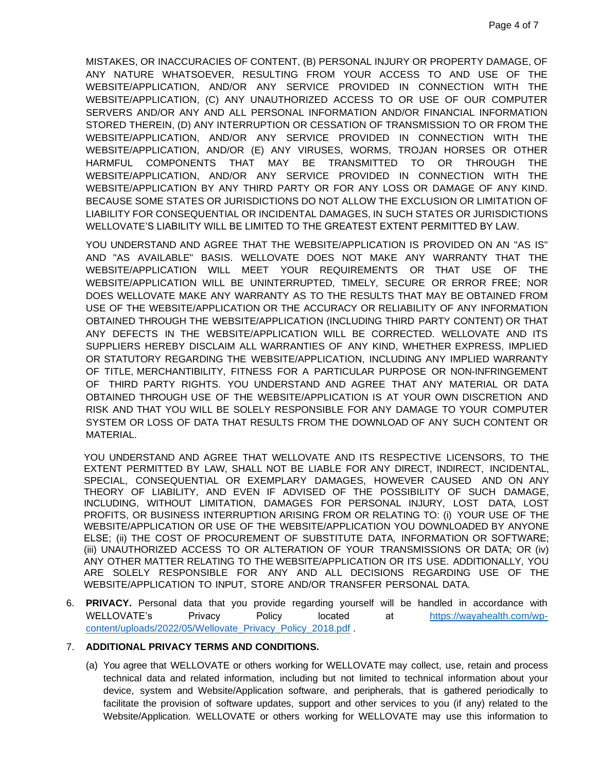MISTAKES, OR INACCURACIES OF CONTENT, (B) PERSONAL INJURY OR PROPERTY DAMAGE, OF ANY NATURE WHATSOEVER, RESULTING FROM YOUR ACCESS TO AND USE OF THE WEBSITE/APPLICATION, AND/OR ANY SERVICE PROVIDED IN CONNECTION WITH THE WEBSITE/APPLICATION, (C) ANY UNAUTHORIZED ACCESS TO OR USE OF OUR COMPUTER SERVERS AND/OR ANY AND ALL PERSONAL INFORMATION AND/OR FINANCIAL INFORMATION STORED THEREIN, (D) ANY INTERRUPTION OR CESSATION OF TRANSMISSION TO OR FROM THE WEBSITE/APPLICATION, AND/OR ANY SERVICE PROVIDED IN CONNECTION WITH THE WEBSITE/APPLICATION, AND/OR (E) ANY VIRUSES, WORMS, TROJAN HORSES OR OTHER HARMFUL COMPONENTS THAT MAY BE TRANSMITTED TO OR THROUGH THE WEBSITE/APPLICATION, AND/OR ANY SERVICE PROVIDED IN CONNECTION WITH THE WEBSITE/APPLICATION BY ANY THIRD PARTY OR FOR ANY LOSS OR DAMAGE OF ANY KIND. BECAUSE SOME STATES OR JURISDICTIONS DO NOT ALLOW THE EXCLUSION OR LIMITATION OF LIABILITY FOR CONSEQUENTIAL OR INCIDENTAL DAMAGES, IN SUCH STATES OR JURISDICTIONS WELLOVATE'S LIABILITY WILL BE LIMITED TO THE GREATEST EXTENT PERMITTED BY LAW.

YOU UNDERSTAND AND AGREE THAT THE WEBSITE/APPLICATION IS PROVIDED ON AN "AS IS" AND "AS AVAILABLE" BASIS. WELLOVATE DOES NOT MAKE ANY WARRANTY THAT THE WEBSITE/APPLICATION WILL MEET YOUR REQUIREMENTS OR THAT USE OF THE WEBSITE/APPLICATION WILL BE UNINTERRUPTED, TIMELY, SECURE OR ERROR FREE; NOR DOES WELLOVATE MAKE ANY WARRANTY AS TO THE RESULTS THAT MAY BE OBTAINED FROM USE OF THE WEBSITE/APPLICATION OR THE ACCURACY OR RELIABILITY OF ANY INFORMATION OBTAINED THROUGH THE WEBSITE/APPLICATION (INCLUDING THIRD PARTY CONTENT) OR THAT ANY DEFECTS IN THE WEBSITE/APPLICATION WILL BE CORRECTED. WELLOVATE AND ITS SUPPLIERS HEREBY DISCLAIM ALL WARRANTIES OF ANY KIND, WHETHER EXPRESS, IMPLIED OR STATUTORY REGARDING THE WEBSITE/APPLICATION, INCLUDING ANY IMPLIED WARRANTY OF TITLE, MERCHANTIBILITY, FITNESS FOR A PARTICULAR PURPOSE OR NON-INFRINGEMENT OF THIRD PARTY RIGHTS. YOU UNDERSTAND AND AGREE THAT ANY MATERIAL OR DATA OBTAINED THROUGH USE OF THE WEBSITE/APPLICATION IS AT YOUR OWN DISCRETION AND RISK AND THAT YOU WILL BE SOLELY RESPONSIBLE FOR ANY DAMAGE TO YOUR COMPUTER SYSTEM OR LOSS OF DATA THAT RESULTS FROM THE DOWNLOAD OF ANY SUCH CONTENT OR MATERIAL.

YOU UNDERSTAND AND AGREE THAT WELLOVATE AND ITS RESPECTIVE LICENSORS, TO THE EXTENT PERMITTED BY LAW, SHALL NOT BE LIABLE FOR ANY DIRECT, INDIRECT, INCIDENTAL, SPECIAL, CONSEQUENTIAL OR EXEMPLARY DAMAGES, HOWEVER CAUSED AND ON ANY THEORY OF LIABILITY, AND EVEN IF ADVISED OF THE POSSIBILITY OF SUCH DAMAGE, INCLUDING, WITHOUT LIMITATION, DAMAGES FOR PERSONAL INJURY, LOST DATA, LOST PROFITS, OR BUSINESS INTERRUPTION ARISING FROM OR RELATING TO: (i) YOUR USE OF THE WEBSITE/APPLICATION OR USE OF THE WEBSITE/APPLICATION YOU DOWNLOADED BY ANYONE ELSE; (ii) THE COST OF PROCUREMENT OF SUBSTITUTE DATA, INFORMATION OR SOFTWARE; (iii) UNAUTHORIZED ACCESS TO OR ALTERATION OF YOUR TRANSMISSIONS OR DATA; OR (iv) ANY OTHER MATTER RELATING TO THE WEBSITE/APPLICATION OR ITS USE. ADDITIONALLY, YOU ARE SOLELY RESPONSIBLE FOR ANY AND ALL DECISIONS REGARDING USE OF THE WEBSITE/APPLICATION TO INPUT, STORE AND/OR TRANSFER PERSONAL DATA.

6. **PRIVACY.** Personal data that you provide regarding yourself will be handled in accordance with WELLOVATE's Privacy Policy located at [https://wayahealth.com/wp-content/uploads/2022/05/Wellovate_Privacy_Policy_2018.pdf](https://wayahealth.com/wp-content/uploads/2022/05/Wellovate_Privacy_Policy_2018.pdf) .

7. **ADDITIONAL PRIVACY TERMS AND CONDITIONS.**

   (a) You agree that WELLOVATE or others working for WELLOVATE may collect, use, retain and process technical data and related information, including but not limited to technical information about your device, system and Website/Application software, and peripherals, that is gathered periodically to facilitate the provision of software updates, support and other services to you (if any) related to the Website/Application. WELLOVATE or others working for WELLOVATE may use this information to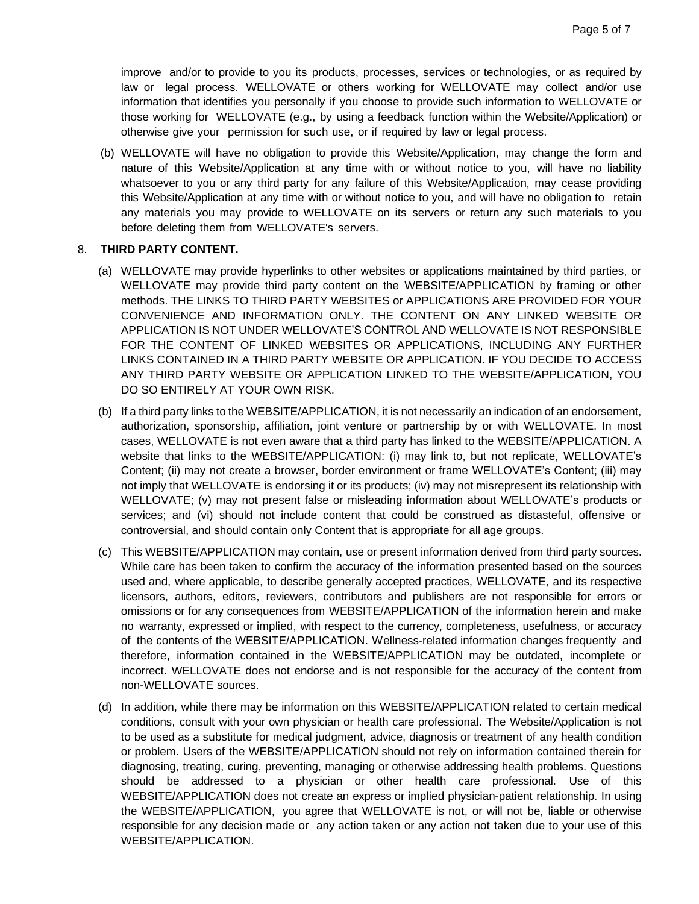improve and/or to provide to you its products, processes, services or technologies, or as required by law or legal process. WELLOVATE or others working for WELLOVATE may collect and/or use information that identifies you personally if you choose to provide such information to WELLOVATE or those working for WELLOVATE (e.g., by using a feedback function within the Website/Application) or otherwise give your permission for such use, or if required by law or legal process.

(b) WELLOVATE will have no obligation to provide this Website/Application, may change the form and nature of this Website/Application at any time with or without notice to you, will have no liability whatsoever to you or any third party for any failure of this Website/Application, may cease providing this Website/Application at any time with or without notice to you, and will have no obligation to retain any materials you may provide to WELLOVATE on its servers or return any such materials to you before deleting them from WELLOVATE's servers.

8. **THIRD PARTY CONTENT.**

(a) WELLOVATE may provide hyperlinks to other websites or applications maintained by third parties, or WELLOVATE may provide third party content on the WEBSITE/APPLICATION by framing or other methods. THE LINKS TO THIRD PARTY WEBSITES or APPLICATIONS ARE PROVIDED FOR YOUR CONVENIENCE AND INFORMATION ONLY. THE CONTENT ON ANY LINKED WEBSITE OR APPLICATION IS NOT UNDER WELLOVATE'S CONTROL AND WELLOVATE IS NOT RESPONSIBLE FOR THE CONTENT OF LINKED WEBSITES OR APPLICATIONS, INCLUDING ANY FURTHER LINKS CONTAINED IN A THIRD PARTY WEBSITE OR APPLICATION. IF YOU DECIDE TO ACCESS ANY THIRD PARTY WEBSITE OR APPLICATION LINKED TO THE WEBSITE/APPLICATION, YOU DO SO ENTIRELY AT YOUR OWN RISK.

(b) If a third party links to the WEBSITE/APPLICATION, it is not necessarily an indication of an endorsement, authorization, sponsorship, affiliation, joint venture or partnership by or with WELLOVATE. In most cases, WELLOVATE is not even aware that a third party has linked to the WEBSITE/APPLICATION. A website that links to the WEBSITE/APPLICATION: (i) may link to, but not replicate, WELLOVATE's Content; (ii) may not create a browser, border environment or frame WELLOVATE's Content; (iii) may not imply that WELLOVATE is endorsing it or its products; (iv) may not misrepresent its relationship with WELLOVATE; (v) may not present false or misleading information about WELLOVATE's products or services; and (vi) should not include content that could be construed as distasteful, offensive or controversial, and should contain only Content that is appropriate for all age groups.

(c) This WEBSITE/APPLICATION may contain, use or present information derived from third party sources. While care has been taken to confirm the accuracy of the information presented based on the sources used and, where applicable, to describe generally accepted practices, WELLOVATE, and its respective licensors, authors, editors, reviewers, contributors and publishers are not responsible for errors or omissions or for any consequences from WEBSITE/APPLICATION of the information herein and make no warranty, expressed or implied, with respect to the currency, completeness, usefulness, or accuracy of the contents of the WEBSITE/APPLICATION. Wellness-related information changes frequently and therefore, information contained in the WEBSITE/APPLICATION may be outdated, incomplete or incorrect. WELLOVATE does not endorse and is not responsible for the accuracy of the content from non-WELLOVATE sources.

(d) In addition, while there may be information on this WEBSITE/APPLICATION related to certain medical conditions, consult with your own physician or health care professional. The Website/Application is not to be used as a substitute for medical judgment, advice, diagnosis or treatment of any health condition or problem. Users of the WEBSITE/APPLICATION should not rely on information contained therein for diagnosing, treating, curing, preventing, managing or otherwise addressing health problems. Questions should be addressed to a physician or other health care professional. Use of this WEBSITE/APPLICATION does not create an express or implied physician-patient relationship. In using the WEBSITE/APPLICATION, you agree that WELLOVATE is not, or will not be, liable or otherwise responsible for any decision made or any action taken or any action not taken due to your use of this WEBSITE/APPLICATION.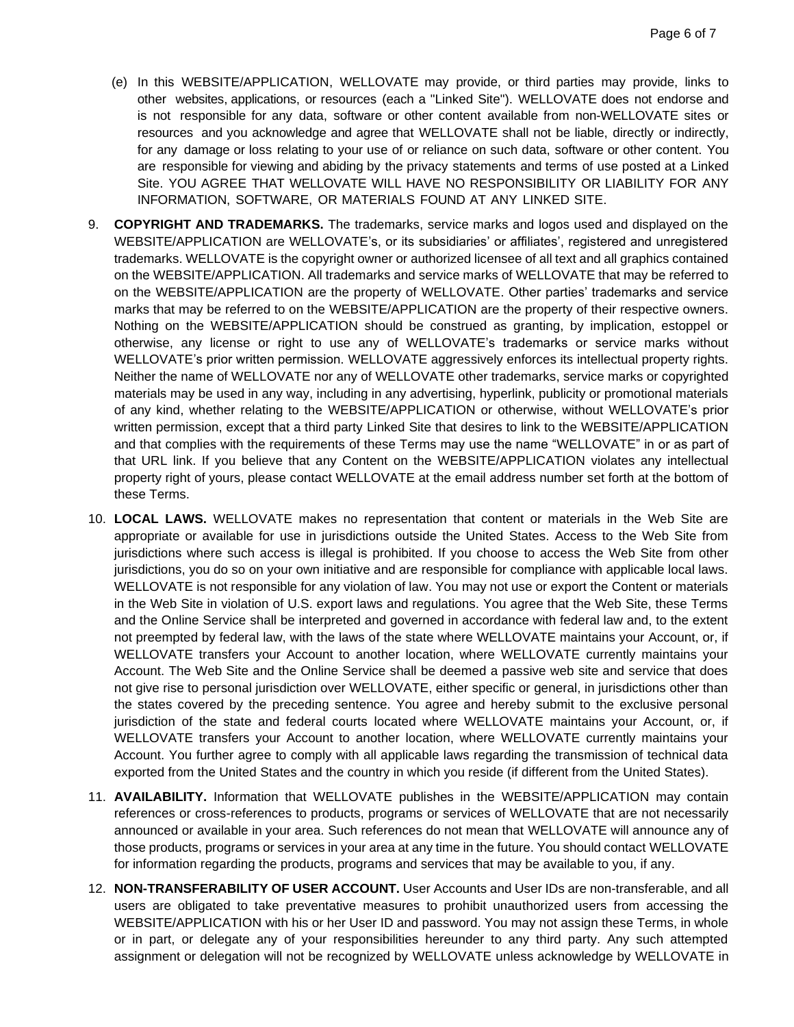(e) In this WEBSITE/APPLICATION, WELLOVATE may provide, or third parties may provide, links to other websites, applications, or resources (each a "Linked Site"). WELLOVATE does not endorse and is not responsible for any data, software or other content available from non-WELLOVATE sites or resources and you acknowledge and agree that WELLOVATE shall not be liable, directly or indirectly, for any damage or loss relating to your use of or reliance on such data, software or other content. You are responsible for viewing and abiding by the privacy statements and terms of use posted at a Linked Site. YOU AGREE THAT WELLOVATE WILL HAVE NO RESPONSIBILITY OR LIABILITY FOR ANY INFORMATION, SOFTWARE, OR MATERIALS FOUND AT ANY LINKED SITE.

9. **COPYRIGHT AND TRADEMARKS.** The trademarks, service marks and logos used and displayed on the WEBSITE/APPLICATION are WELLOVATE's, or its subsidiaries' or affiliates', registered and unregistered trademarks. WELLOVATE is the copyright owner or authorized licensee of all text and all graphics contained on the WEBSITE/APPLICATION. All trademarks and service marks of WELLOVATE that may be referred to on the WEBSITE/APPLICATION are the property of WELLOVATE. Other parties' trademarks and service marks that may be referred to on the WEBSITE/APPLICATION are the property of their respective owners. Nothing on the WEBSITE/APPLICATION should be construed as granting, by implication, estoppel or otherwise, any license or right to use any of WELLOVATE's trademarks or service marks without WELLOVATE's prior written permission. WELLOVATE aggressively enforces its intellectual property rights. Neither the name of WELLOVATE nor any of WELLOVATE other trademarks, service marks or copyrighted materials may be used in any way, including in any advertising, hyperlink, publicity or promotional materials of any kind, whether relating to the WEBSITE/APPLICATION or otherwise, without WELLOVATE's prior written permission, except that a third party Linked Site that desires to link to the WEBSITE/APPLICATION and that complies with the requirements of these Terms may use the name "WELLOVATE" in or as part of that URL link. If you believe that any Content on the WEBSITE/APPLICATION violates any intellectual property right of yours, please contact WELLOVATE at the email address number set forth at the bottom of these Terms.

10. **LOCAL LAWS.** WELLOVATE makes no representation that content or materials in the Web Site are appropriate or available for use in jurisdictions outside the United States. Access to the Web Site from jurisdictions where such access is illegal is prohibited. If you choose to access the Web Site from other jurisdictions, you do so on your own initiative and are responsible for compliance with applicable local laws. WELLOVATE is not responsible for any violation of law. You may not use or export the Content or materials in the Web Site in violation of U.S. export laws and regulations. You agree that the Web Site, these Terms and the Online Service shall be interpreted and governed in accordance with federal law and, to the extent not preempted by federal law, with the laws of the state where WELLOVATE maintains your Account, or, if WELLOVATE transfers your Account to another location, where WELLOVATE currently maintains your Account. The Web Site and the Online Service shall be deemed a passive web site and service that does not give rise to personal jurisdiction over WELLOVATE, either specific or general, in jurisdictions other than the states covered by the preceding sentence. You agree and hereby submit to the exclusive personal jurisdiction of the state and federal courts located where WELLOVATE maintains your Account, or, if WELLOVATE transfers your Account to another location, where WELLOVATE currently maintains your Account. You further agree to comply with all applicable laws regarding the transmission of technical data exported from the United States and the country in which you reside (if different from the United States).

11. **AVAILABILITY.** Information that WELLOVATE publishes in the WEBSITE/APPLICATION may contain references or cross-references to products, programs or services of WELLOVATE that are not necessarily announced or available in your area. Such references do not mean that WELLOVATE will announce any of those products, programs or services in your area at any time in the future. You should contact WELLOVATE for information regarding the products, programs and services that may be available to you, if any.

12. **NON-TRANSFERABILITY OF USER ACCOUNT.** User Accounts and User IDs are non-transferable, and all users are obligated to take preventative measures to prohibit unauthorized users from accessing the WEBSITE/APPLICATION with his or her User ID and password. You may not assign these Terms, in whole or in part, or delegate any of your responsibilities hereunder to any third party. Any such attempted assignment or delegation will not be recognized by WELLOVATE unless acknowledge by WELLOVATE in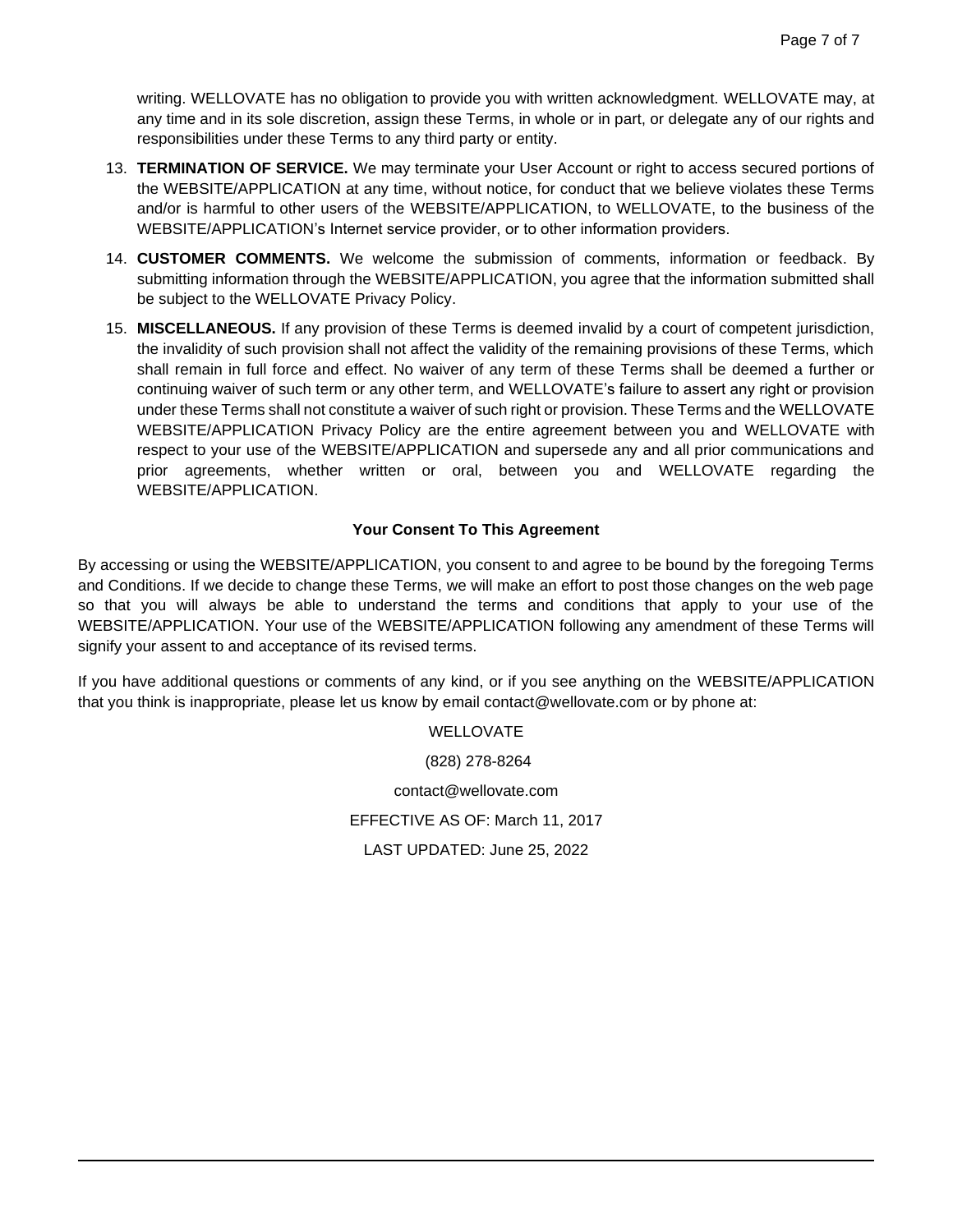writing. WELLOVATE has no obligation to provide you with written acknowledgment. WELLOVATE may, at any time and in its sole discretion, assign these Terms, in whole or in part, or delegate any of our rights and responsibilities under these Terms to any third party or entity.

13. **TERMINATION OF SERVICE.** We may terminate your User Account or right to access secured portions of the WEBSITE/APPLICATION at any time, without notice, for conduct that we believe violates these Terms and/or is harmful to other users of the WEBSITE/APPLICATION, to WELLOVATE, to the business of the WEBSITE/APPLICATION's Internet service provider, or to other information providers.

14. **CUSTOMER COMMENTS.** We welcome the submission of comments, information or feedback. By submitting information through the WEBSITE/APPLICATION, you agree that the information submitted shall be subject to the WELLOVATE Privacy Policy.

15. **MISCELLANEOUS.** If any provision of these Terms is deemed invalid by a court of competent jurisdiction, the invalidity of such provision shall not affect the validity of the remaining provisions of these Terms, which shall remain in full force and effect. No waiver of any term of these Terms shall be deemed a further or continuing waiver of such term or any other term, and WELLOVATE's failure to assert any right or provision under these Terms shall not constitute a waiver of such right or provision. These Terms and the WELLOVATE WEBSITE/APPLICATION Privacy Policy are the entire agreement between you and WELLOVATE with respect to your use of the WEBSITE/APPLICATION and supersede any and all prior communications and prior agreements, whether written or oral, between you and WELLOVATE regarding the WEBSITE/APPLICATION.

### Your Consent To This Agreement

By accessing or using the WEBSITE/APPLICATION, you consent to and agree to be bound by the foregoing Terms and Conditions. If we decide to change these Terms, we will make an effort to post those changes on the web page so that you will always be able to understand the terms and conditions that apply to your use of the WEBSITE/APPLICATION. Your use of the WEBSITE/APPLICATION following any amendment of these Terms will signify your assent to and acceptance of its revised terms.

If you have additional questions or comments of any kind, or if you see anything on the WEBSITE/APPLICATION that you think is inappropriate, please let us know by email contact@wellovate.com or by phone at:

WELLOVATE

(828) 278-8264

contact@wellovate.com

EFFECTIVE AS OF: March 11, 2017

LAST UPDATED: June 25, 2022